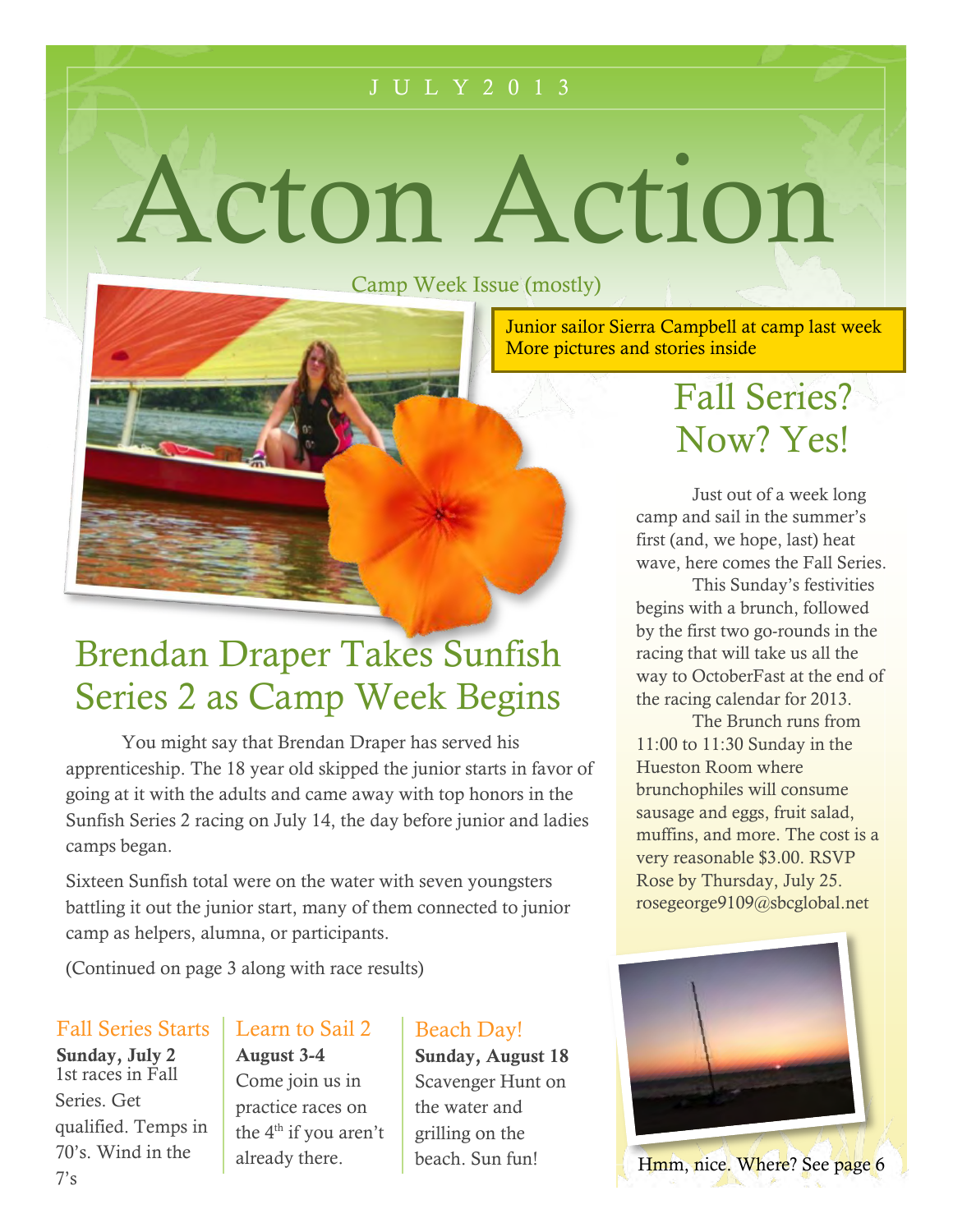JULY 2013

# Acton Action

Camp Week Issue (mostly)

Junior sailor Sierra Campbell at camp last week
More pictures and stories inside

## Brendan Draper Takes Sunfish Series 2 as Camp Week Begins

You might say that Brendan Draper has served his apprenticeship. The 18 year old skipped the junior starts in favor of going at it with the adults and came away with top honors in the Sunfish Series 2 racing on July 14, the day before junior and ladies camps began.

Sixteen Sunfish total were on the water with seven youngsters battling it out the junior start, many of them connected to junior camp as helpers, alumna, or participants.

(Continued on page 3 along with race results)

## Fall Series? Now? Yes!

Just out of a week long camp and sail in the summer's first (and, we hope, last) heat wave, here comes the Fall Series.

This Sunday's festivities begins with a brunch, followed by the first two go-rounds in the racing that will take us all the way to OctoberFast at the end of the racing calendar for 2013.

The Brunch runs from 11:00 to 11:30 Sunday in the Hueston Room where brunchophiles will consume sausage and eggs, fruit salad, muffins, and more. The cost is a very reasonable $3.00. RSVP Rose by Thursday, July 25. rosegeorge9109@sbcglobal.net

### Fall Series Starts

**Sunday, July 2**
1st races in Fall Series. Get qualified. Temps in 70's. Wind in the 7's

### Learn to Sail 2

**August 3-4**
Come join us in practice races on the 4th if you aren't already there.

### Beach Day!

**Sunday, August 18**
Scavenger Hunt on the water and grilling on the beach. Sun fun!

Hmm, nice. Where? See page 6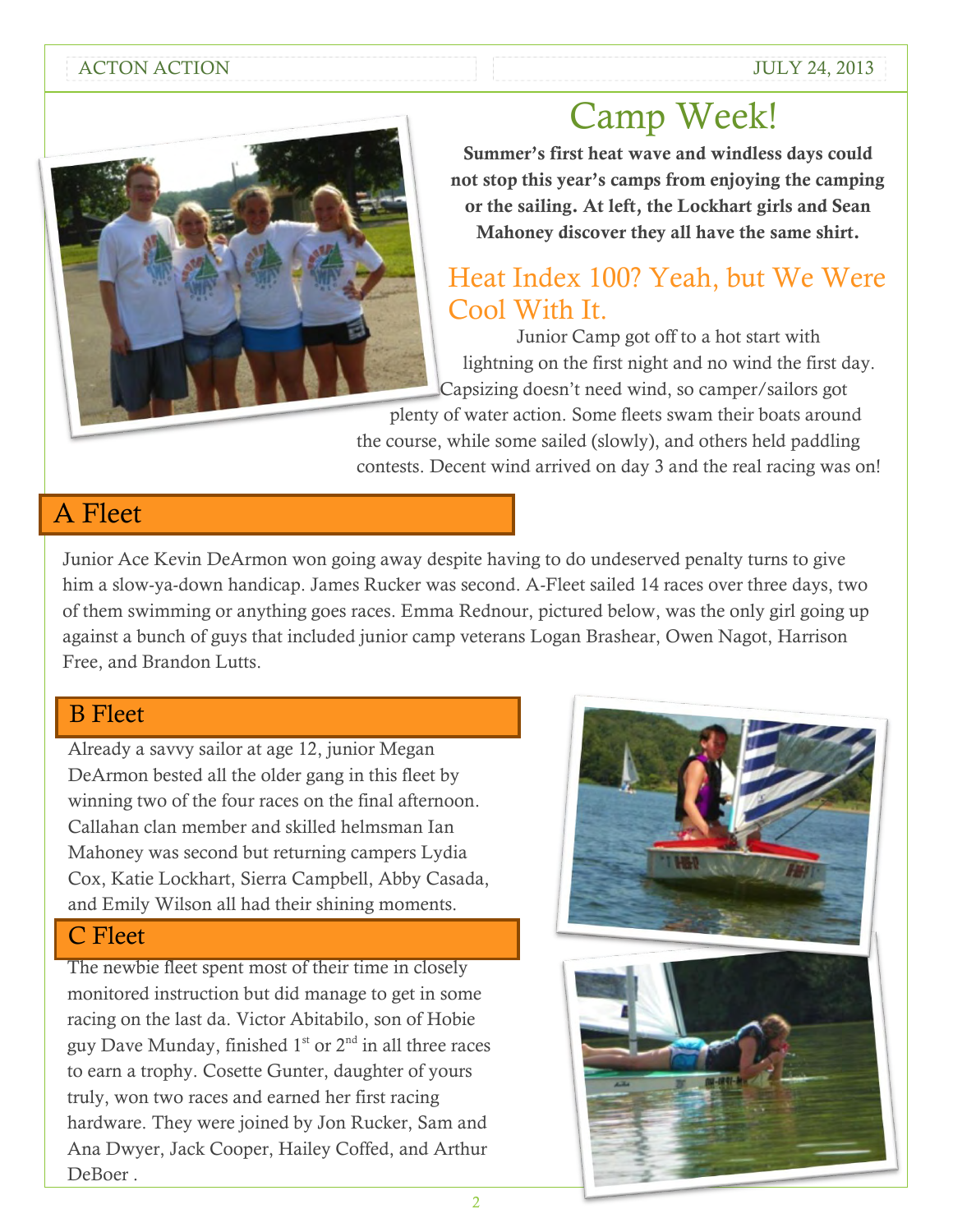# Camp Week!

**Summer's first heat wave and windless days could not stop this year's camps from enjoying the camping or the sailing. At left, the Lockhart girls and Sean Mahoney discover they all have the same shirt.**

## Heat Index 100? Yeah, but We Were Cool With It.

Junior Camp got off to a hot start with lightning on the first night and no wind the first day. Capsizing doesn't need wind, so camper/sailors got plenty of water action. Some fleets swam their boats around the course, while some sailed (slowly), and others held paddling contests. Decent wind arrived on day 3 and the real racing was on!

## A Fleet

Junior Ace Kevin DeArmon won going away despite having to do undeserved penalty turns to give him a slow-ya-down handicap. James Rucker was second. A-Fleet sailed 14 races over three days, two of them swimming or anything goes races. Emma Rednour, pictured below, was the only girl going up against a bunch of guys that included junior camp veterans Logan Brashear, Owen Nagot, Harrison Free, and Brandon Lutts.

## B Fleet

Already a savvy sailor at age 12, junior Megan DeArmon bested all the older gang in this fleet by winning two of the four races on the final afternoon. Callahan clan member and skilled helmsman Ian Mahoney was second but returning campers Lydia Cox, Katie Lockhart, Sierra Campbell, Abby Casada, and Emily Wilson all had their shining moments.

## C Fleet

The newbie fleet spent most of their time in closely monitored instruction but did manage to get in some racing on the last da. Victor Abitabilo, son of Hobie guy Dave Munday, finished 1st or 2nd in all three races to earn a trophy. Cosette Gunter, daughter of yours truly, won two races and earned her first racing hardware. They were joined by Jon Rucker, Sam and Ana Dwyer, Jack Cooper, Hailey Coffed, and Arthur DeBoer .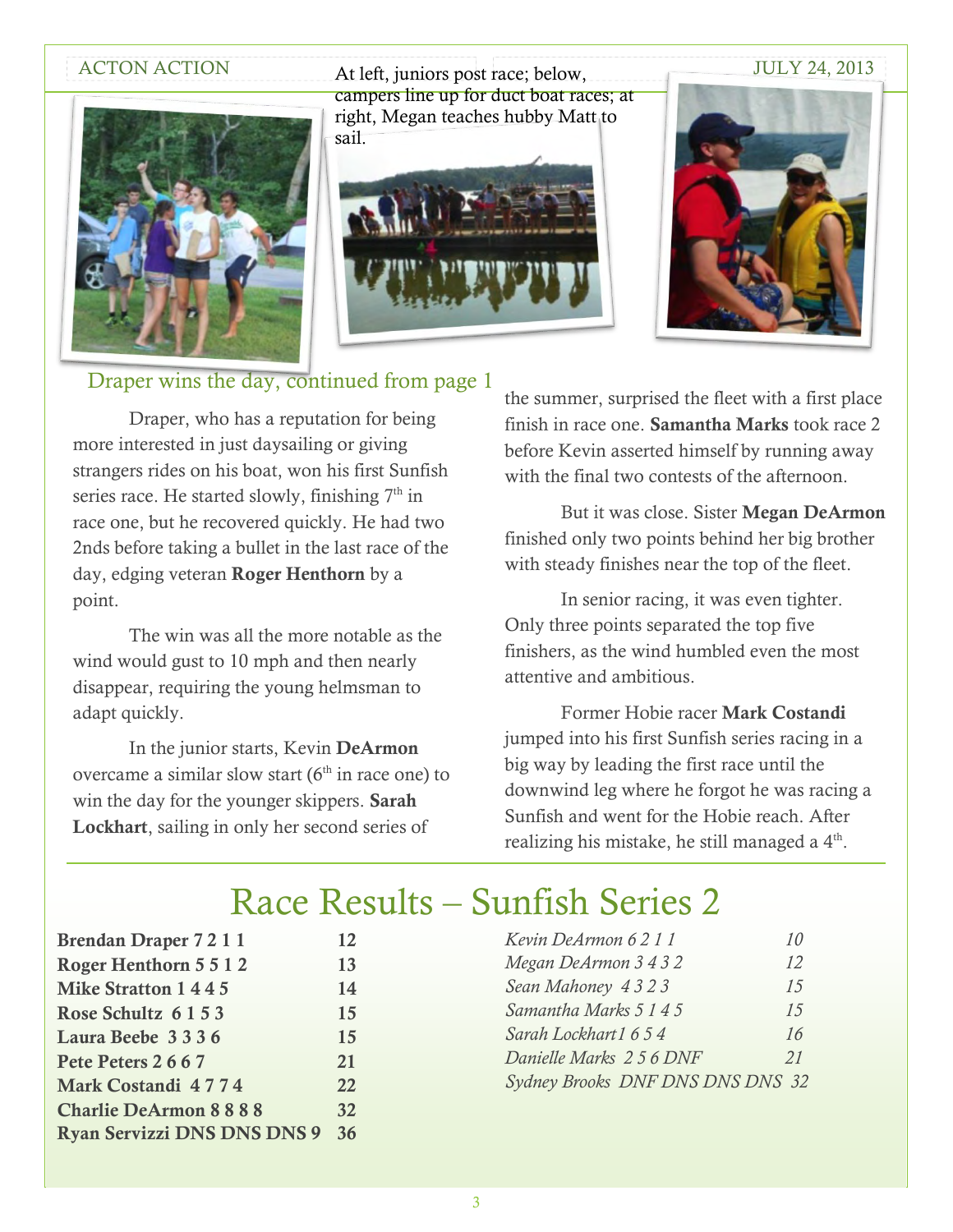At left, juniors post race; below, campers line up for duct boat races; at right, Megan teaches hubby Matt to sail.

## Draper wins the day, continued from page 1

Draper, who has a reputation for being more interested in just daysailing or giving strangers rides on his boat, won his first Sunfish series race. He started slowly, finishing 7th in race one, but he recovered quickly. He had two 2nds before taking a bullet in the last race of the day, edging veteran **Roger Henthorn** by a point.

The win was all the more notable as the wind would gust to 10 mph and then nearly disappear, requiring the young helmsman to adapt quickly.

In the junior starts, Kevin **DeArmon** overcame a similar slow start (6th in race one) to win the day for the younger skippers. **Sarah Lockhart**, sailing in only her second series of the summer, surprised the fleet with a first place finish in race one. **Samantha Marks** took race 2 before Kevin asserted himself by running away with the final two contests of the afternoon.

But it was close. Sister **Megan DeArmon** finished only two points behind her big brother with steady finishes near the top of the fleet.

In senior racing, it was even tighter. Only three points separated the top five finishers, as the wind humbled even the most attentive and ambitious.

Former Hobie racer **Mark Costandi** jumped into his first Sunfish series racing in a big way by leading the first race until the downwind leg where he forgot he was racing a Sunfish and went for the Hobie reach. After realizing his mistake, he still managed a 4th.

# Race Results – Sunfish Series 2

| Senior | Points |
|---|---|
| **Brendan Draper 7 2 1 1** | **12** |
| **Roger Henthorn 5 5 1 2** | **13** |
| **Mike Stratton 1 4 4 5** | **14** |
| **Rose Schultz 6 1 5 3** | **15** |
| **Laura Beebe 3 3 3 6** | **15** |
| **Pete Peters 2 6 6 7** | **21** |
| **Mark Costandi 4 7 7 4** | **22** |
| **Charlie DeArmon 8 8 8 8** | **32** |
| **Ryan Servizzi DNS DNS DNS 9** | **36** |

| Junior | Points |
|---|---|
| *Kevin DeArmon 6 2 1 1* | *10* |
| *Megan DeArmon 3 4 3 2* | *12* |
| *Sean Mahoney 4 3 2 3* | *15* |
| *Samantha Marks 5 1 4 5* | *15* |
| *Sarah Lockhart 1 6 5 4* | *16* |
| *Danielle Marks 2 5 6 DNF* | *21* |
| *Sydney Brooks DNF DNS DNS DNS* | *32* |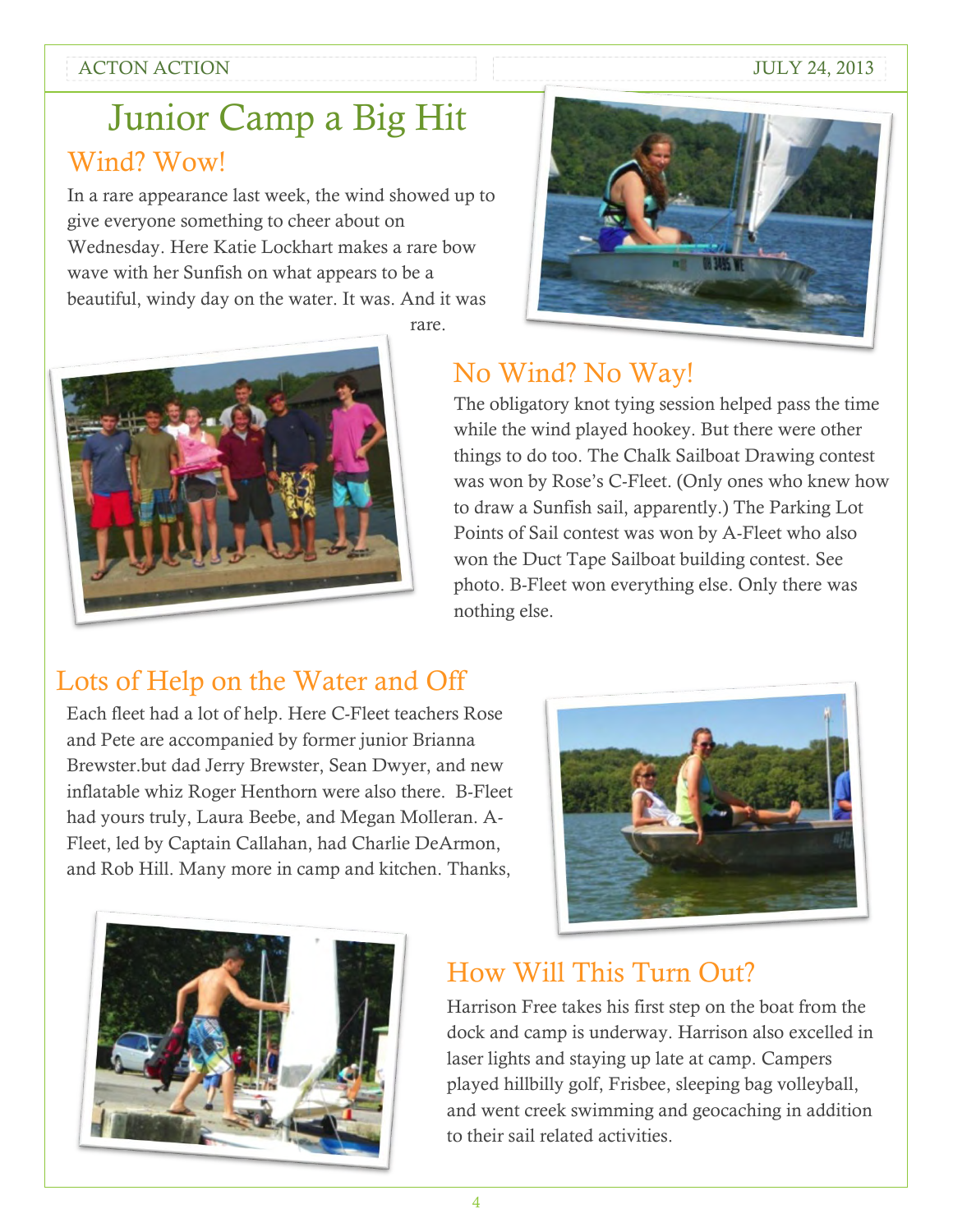# Junior Camp a Big Hit

## Wind? Wow!

In a rare appearance last week, the wind showed up to give everyone something to cheer about on Wednesday. Here Katie Lockhart makes a rare bow wave with her Sunfish on what appears to be a beautiful, windy day on the water. It was. And it was rare.

## No Wind? No Way!

The obligatory knot tying session helped pass the time while the wind played hookey. But there were other things to do too. The Chalk Sailboat Drawing contest was won by Rose's C-Fleet. (Only ones who knew how to draw a Sunfish sail, apparently.) The Parking Lot Points of Sail contest was won by A-Fleet who also won the Duct Tape Sailboat building contest. See photo. B-Fleet won everything else. Only there was nothing else.

## Lots of Help on the Water and Off

Each fleet had a lot of help. Here C-Fleet teachers Rose and Pete are accompanied by former junior Brianna Brewster.but dad Jerry Brewster, Sean Dwyer, and new inflatable whiz Roger Henthorn were also there. B-Fleet had yours truly, Laura Beebe, and Megan Molleran. A-Fleet, led by Captain Callahan, had Charlie DeArmon, and Rob Hill. Many more in camp and kitchen. Thanks,

## How Will This Turn Out?

Harrison Free takes his first step on the boat from the dock and camp is underway. Harrison also excelled in laser lights and staying up late at camp. Campers played hillbilly golf, Frisbee, sleeping bag volleyball, and went creek swimming and geocaching in addition to their sail related activities.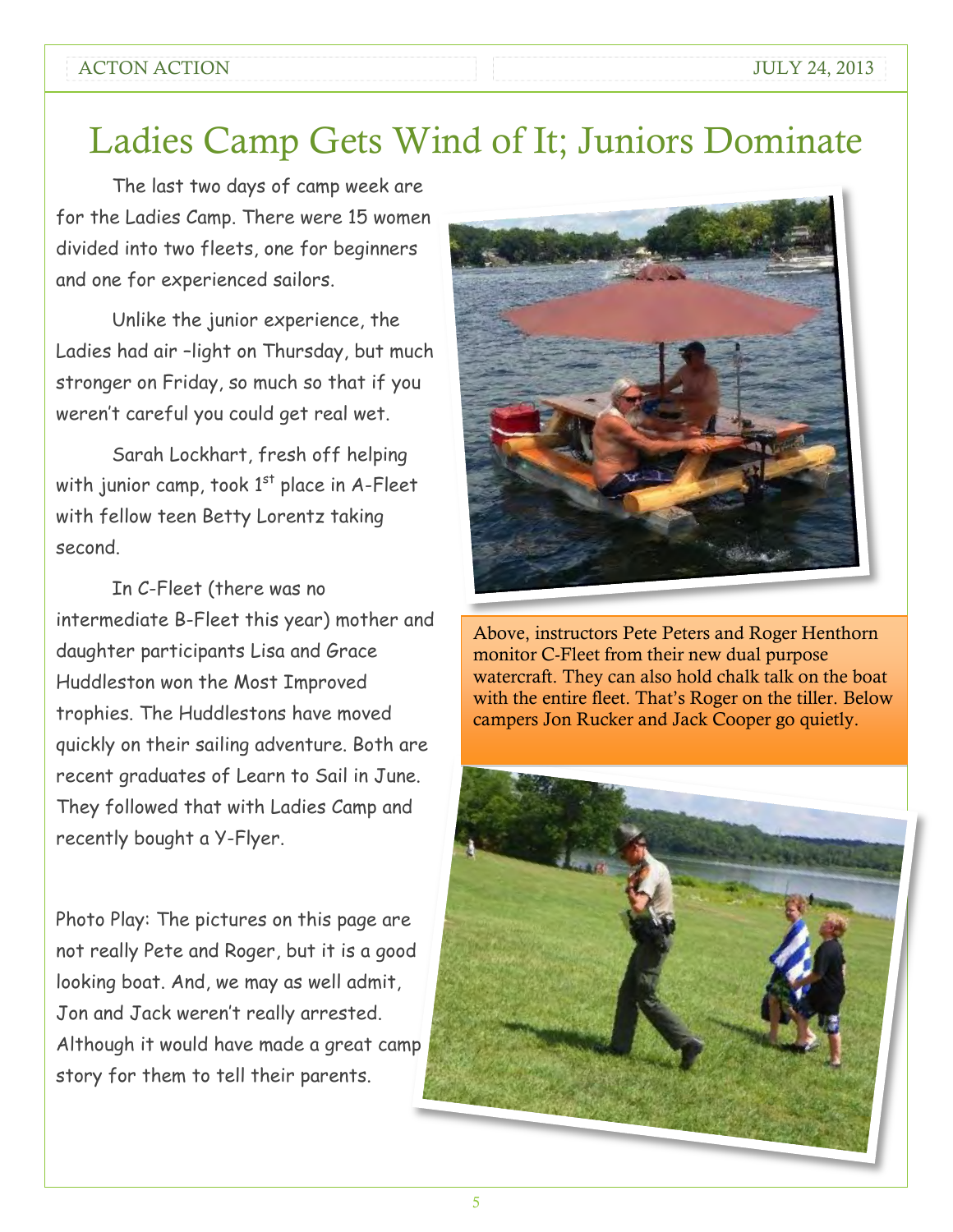# Ladies Camp Gets Wind of It; Juniors Dominate

The last two days of camp week are for the Ladies Camp. There were 15 women divided into two fleets, one for beginners and one for experienced sailors.

Unlike the junior experience, the Ladies had air –light on Thursday, but much stronger on Friday, so much so that if you weren't careful you could get real wet.

Sarah Lockhart, fresh off helping with junior camp, took 1st place in A-Fleet with fellow teen Betty Lorentz taking second.

In C-Fleet (there was no intermediate B-Fleet this year) mother and daughter participants Lisa and Grace Huddleston won the Most Improved trophies. The Huddlestons have moved quickly on their sailing adventure. Both are recent graduates of Learn to Sail in June. They followed that with Ladies Camp and recently bought a Y-Flyer.

Photo Play: The pictures on this page are not really Pete and Roger, but it is a good looking boat. And, we may as well admit, Jon and Jack weren't really arrested. Although it would have made a great camp story for them to tell their parents.

Above, instructors Pete Peters and Roger Henthorn monitor C-Fleet from their new dual purpose watercraft. They can also hold chalk talk on the boat with the entire fleet. That's Roger on the tiller. Below campers Jon Rucker and Jack Cooper go quietly.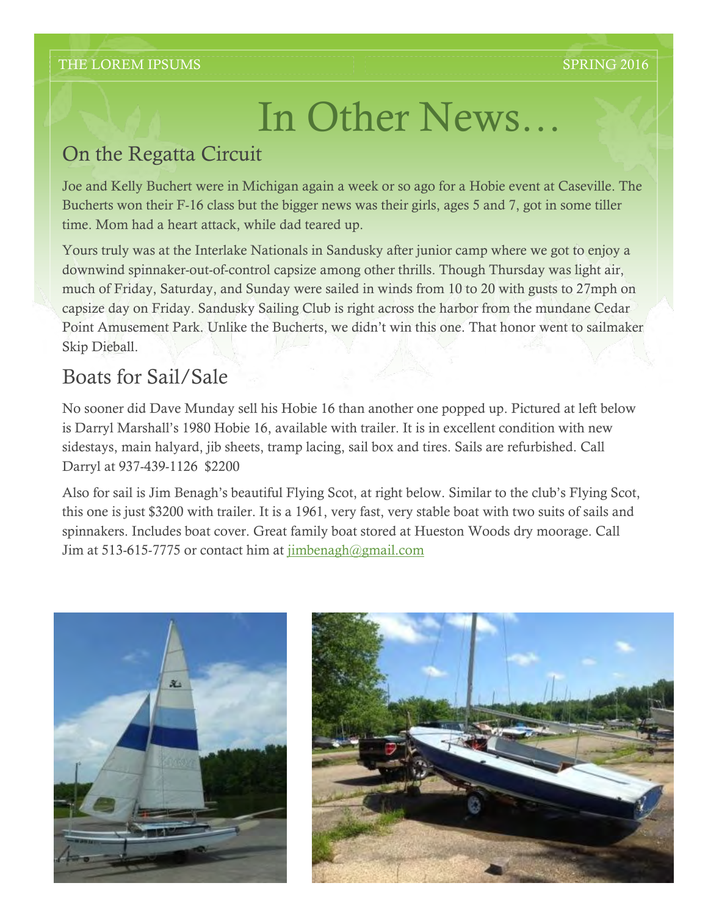# In Other News…

## On the Regatta Circuit

Joe and Kelly Buchert were in Michigan again a week or so ago for a Hobie event at Caseville. The Bucherts won their F-16 class but the bigger news was their girls, ages 5 and 7, got in some tiller time. Mom had a heart attack, while dad teared up.

Yours truly was at the Interlake Nationals in Sandusky after junior camp where we got to enjoy a downwind spinnaker-out-of-control capsize among other thrills. Though Thursday was light air, much of Friday, Saturday, and Sunday were sailed in winds from 10 to 20 with gusts to 27mph on capsize day on Friday. Sandusky Sailing Club is right across the harbor from the mundane Cedar Point Amusement Park. Unlike the Bucherts, we didn't win this one. That honor went to sailmaker Skip Dieball.

## Boats for Sail/Sale

No sooner did Dave Munday sell his Hobie 16 than another one popped up. Pictured at left below is Darryl Marshall's 1980 Hobie 16, available with trailer. It is in excellent condition with new sidestays, main halyard, jib sheets, tramp lacing, sail box and tires. Sails are refurbished. Call Darryl at 937-439-1126 $2200

Also for sail is Jim Benagh's beautiful Flying Scot, at right below. Similar to the club's Flying Scot, this one is just $3200 with trailer. It is a 1961, very fast, very stable boat with two suits of sails and spinnakers. Includes boat cover. Great family boat stored at Hueston Woods dry moorage. Call Jim at 513-615-7775 or contact him at jimbenagh@gmail.com